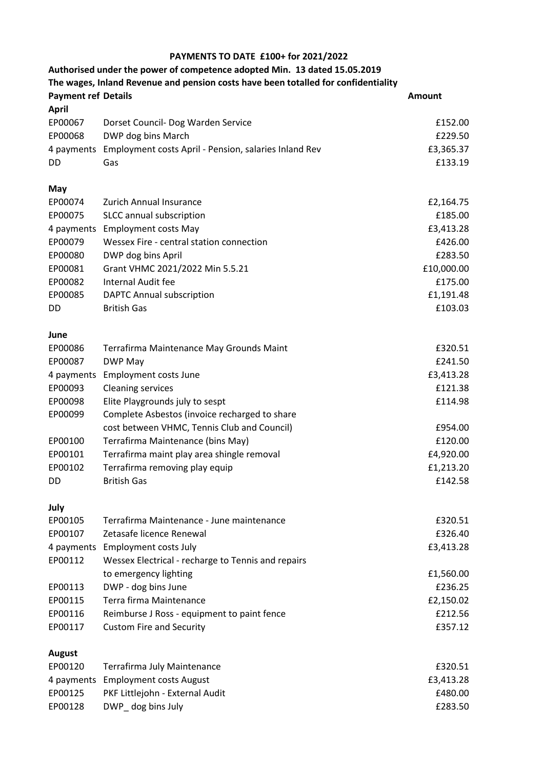**PAYMENTS TO DATE £100+ for 2021/2022**

**Authorised under the power of competence adopted Min. 13 dated 15.05.2019**

**The wages, Inland Revenue and pension costs have been totalled for confidentiality**

| **Payment ref** | **Details** | **Amount** |
|---|---|---|
| **April** | | |
| EP00067 | Dorset Council- Dog Warden Service | £152.00 |
| EP00068 | DWP dog bins March | £229.50 |
| 4 payments | Employment costs April - Pension, salaries Inland Rev | £3,365.37 |
| DD | Gas | £133.19 |
| **May** | | |
| EP00074 | Zurich Annual Insurance | £2,164.75 |
| EP00075 | SLCC annual subscription | £185.00 |
| 4 payments | Employment costs May | £3,413.28 |
| EP00079 | Wessex Fire - central station connection | £426.00 |
| EP00080 | DWP dog bins April | £283.50 |
| EP00081 | Grant VHMC 2021/2022 Min 5.5.21 | £10,000.00 |
| EP00082 | Internal Audit fee | £175.00 |
| EP00085 | DAPTC Annual subscription | £1,191.48 |
| DD | British Gas | £103.03 |
| **June** | | |
| EP00086 | Terrafirma Maintenance May Grounds Maint | £320.51 |
| EP00087 | DWP May | £241.50 |
| 4 payments | Employment costs June | £3,413.28 |
| EP00093 | Cleaning services | £121.38 |
| EP00098 | Elite Playgrounds july to sespt | £114.98 |
| EP00099 | Complete Asbestos (invoice recharged to share cost between VHMC, Tennis Club and Council) | £954.00 |
| EP00100 | Terrafirma Maintenance (bins May) | £120.00 |
| EP00101 | Terrafirma maint play area shingle removal | £4,920.00 |
| EP00102 | Terrafirma removing play equip | £1,213.20 |
| DD | British Gas | £142.58 |
| **July** | | |
| EP00105 | Terrafirma Maintenance - June maintenance | £320.51 |
| EP00107 | Zetasafe licence Renewal | £326.40 |
| 4 payments | Employment costs July | £3,413.28 |
| EP00112 | Wessex Electrical - recharge to Tennis and repairs to emergency lighting | £1,560.00 |
| EP00113 | DWP - dog bins June | £236.25 |
| EP00115 | Terra firma Maintenance | £2,150.02 |
| EP00116 | Reimburse J Ross - equipment to paint fence | £212.56 |
| EP00117 | Custom Fire and Security | £357.12 |
| **August** | | |
| EP00120 | Terrafirma July Maintenance | £320.51 |
| 4 payments | Employment costs August | £3,413.28 |
| EP00125 | PKF Littlejohn - External Audit | £480.00 |
| EP00128 | DWP_ dog bins July | £283.50 |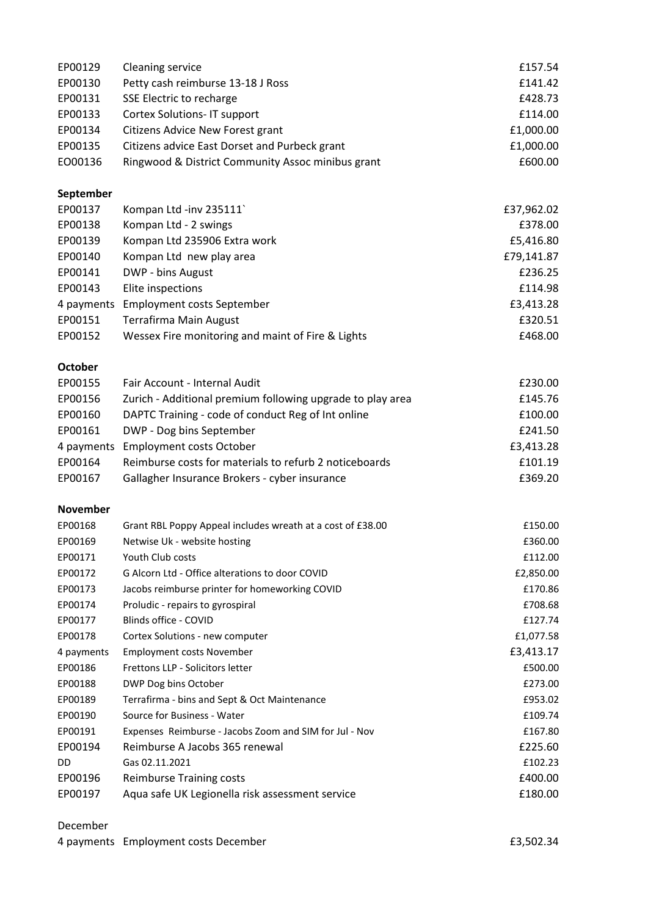| | | |
|---|---|---|
| EP00129 | Cleaning service | £157.54 |
| EP00130 | Petty cash reimburse 13-18 J Ross | £141.42 |
| EP00131 | SSE Electric to recharge | £428.73 |
| EP00133 | Cortex Solutions- IT support | £114.00 |
| EP00134 | Citizens Advice New Forest grant | £1,000.00 |
| EP00135 | Citizens advice East Dorset and Purbeck grant | £1,000.00 |
| EO00136 | Ringwood & District Community Assoc minibus grant | £600.00 |
| **September** | | |
| EP00137 | Kompan Ltd -inv 235111` | £37,962.02 |
| EP00138 | Kompan Ltd - 2 swings | £378.00 |
| EP00139 | Kompan Ltd 235906 Extra work | £5,416.80 |
| EP00140 | Kompan Ltd new play area | £79,141.87 |
| EP00141 | DWP - bins August | £236.25 |
| EP00143 | Elite inspections | £114.98 |
| 4 payments | Employment costs September | £3,413.28 |
| EP00151 | Terrafirma Main August | £320.51 |
| EP00152 | Wessex Fire monitoring and maint of Fire & Lights | £468.00 |
| **October** | | |
| EP00155 | Fair Account - Internal Audit | £230.00 |
| EP00156 | Zurich - Additional premium following upgrade to play area | £145.76 |
| EP00160 | DAPTC Training - code of conduct Reg of Int online | £100.00 |
| EP00161 | DWP - Dog bins September | £241.50 |
| 4 payments | Employment costs October | £3,413.28 |
| EP00164 | Reimburse costs for materials to refurb 2 noticeboards | £101.19 |
| EP00167 | Gallagher Insurance Brokers - cyber insurance | £369.20 |
| **November** | | |
| EP00168 | Grant RBL Poppy Appeal includes wreath at a cost of £38.00 | £150.00 |
| EP00169 | Netwise Uk - website hosting | £360.00 |
| EP00171 | Youth Club costs | £112.00 |
| EP00172 | G Alcorn Ltd - Office alterations to door COVID | £2,850.00 |
| EP00173 | Jacobs reimburse printer for homeworking COVID | £170.86 |
| EP00174 | Proludic - repairs to gyrospiral | £708.68 |
| EP00177 | Blinds office - COVID | £127.74 |
| EP00178 | Cortex Solutions - new computer | £1,077.58 |
| 4 payments | Employment costs November | £3,413.17 |
| EP00186 | Frettons LLP - Solicitors letter | £500.00 |
| EP00188 | DWP Dog bins October | £273.00 |
| EP00189 | Terrafirma - bins and Sept & Oct Maintenance | £953.02 |
| EP00190 | Source for Business - Water | £109.74 |
| EP00191 | Expenses Reimburse - Jacobs Zoom and SIM for Jul - Nov | £167.80 |
| EP00194 | Reimburse A Jacobs 365 renewal | £225.60 |
| DD | Gas 02.11.2021 | £102.23 |
| EP00196 | Reimburse Training costs | £400.00 |
| EP00197 | Aqua safe UK Legionella risk assessment service | £180.00 |
| December | | |
| 4 payments | Employment costs December | £3,502.34 |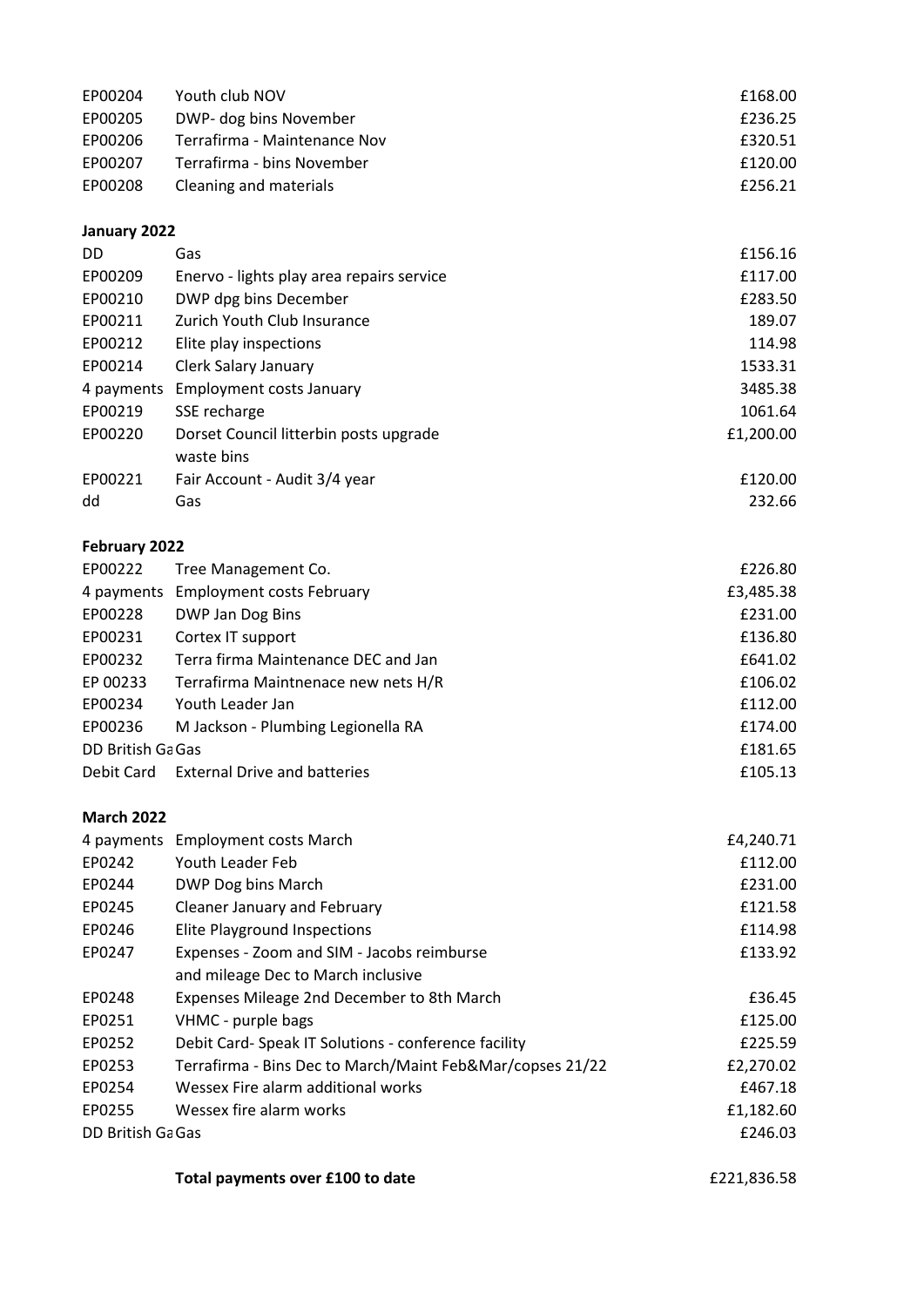| | | |
|---|---|---|
| EP00204 | Youth club NOV | £168.00 |
| EP00205 | DWP- dog bins November | £236.25 |
| EP00206 | Terrafirma - Maintenance Nov | £320.51 |
| EP00207 | Terrafirma - bins November | £120.00 |
| EP00208 | Cleaning and materials | £256.21 |

**January 2022**

| | | |
|---|---|---|
| DD | Gas | £156.16 |
| EP00209 | Enervo - lights play area repairs service | £117.00 |
| EP00210 | DWP dpg bins December | £283.50 |
| EP00211 | Zurich Youth Club Insurance | 189.07 |
| EP00212 | Elite play inspections | 114.98 |
| EP00214 | Clerk Salary January | 1533.31 |
| 4 payments | Employment costs January | 3485.38 |
| EP00219 | SSE recharge | 1061.64 |
| EP00220 | Dorset Council litterbin posts upgrade waste bins | £1,200.00 |
| EP00221 | Fair Account - Audit 3/4 year | £120.00 |
| dd | Gas | 232.66 |

**February 2022**

| | | |
|---|---|---|
| EP00222 | Tree Management Co. | £226.80 |
| 4 payments | Employment costs February | £3,485.38 |
| EP00228 | DWP Jan Dog Bins | £231.00 |
| EP00231 | Cortex IT support | £136.80 |
| EP00232 | Terra firma Maintenance DEC and Jan | £641.02 |
| EP 00233 | Terrafirma Maintnenace new nets H/R | £106.02 |
| EP00234 | Youth Leader Jan | £112.00 |
| EP00236 | M Jackson - Plumbing Legionella RA | £174.00 |
| DD British Ga | Gas | £181.65 |
| Debit Card | External Drive and batteries | £105.13 |

**March 2022**

| | | |
|---|---|---|
| 4 payments | Employment costs March | £4,240.71 |
| EP0242 | Youth Leader Feb | £112.00 |
| EP0244 | DWP Dog bins March | £231.00 |
| EP0245 | Cleaner January and February | £121.58 |
| EP0246 | Elite Playground Inspections | £114.98 |
| EP0247 | Expenses - Zoom and SIM - Jacobs reimburse and mileage Dec to March inclusive | £133.92 |
| EP0248 | Expenses Mileage 2nd December to 8th March | £36.45 |
| EP0251 | VHMC - purple bags | £125.00 |
| EP0252 | Debit Card- Speak IT Solutions - conference facility | £225.59 |
| EP0253 | Terrafirma - Bins Dec to March/Maint Feb&Mar/copses 21/22 | £2,270.02 |
| EP0254 | Wessex Fire alarm additional works | £467.18 |
| EP0255 | Wessex fire alarm works | £1,182.60 |
| DD British Ga | Gas | £246.03 |
| | **Total payments over £100 to date** | £221,836.58 |